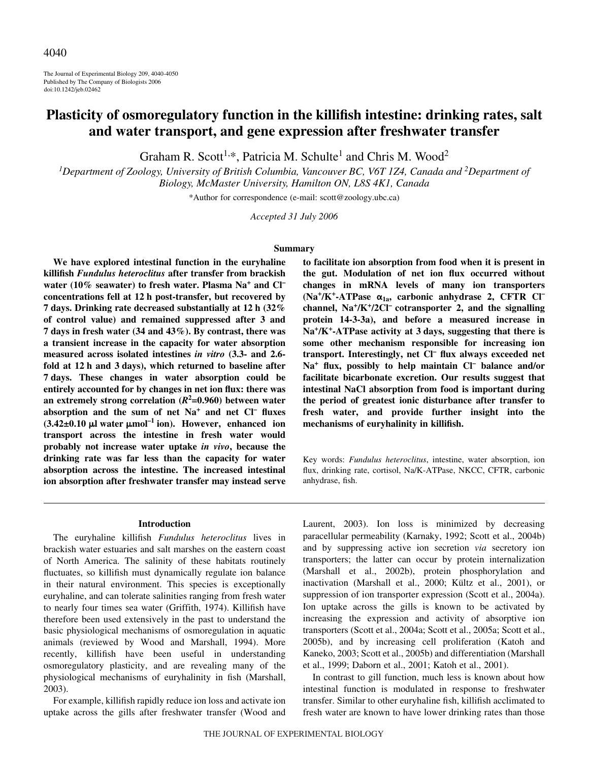The Journal of Experimental Biology 209, 4040-4050
Published by The Company of Biologists 2006
doi:10.1242/jeb.02462

# Plasticity of osmoregulatory function in the killifish intestine: drinking rates, salt and water transport, and gene expression after freshwater transfer

Graham R. Scott[1,*], Patricia M. Schulte[1] and Chris M. Wood[2]

[1]Department of Zoology, University of British Columbia, Vancouver BC, V6T 1Z4, Canada and [2]Department of Biology, McMaster University, Hamilton ON, L8S 4K1, Canada

*Author for correspondence (e-mail: scott@zoology.ubc.ca)

*Accepted 31 July 2006*

## Summary

**We have explored intestinal function in the euryhaline killifish *Fundulus heteroclitus* after transfer from brackish water (10% seawater) to fresh water. Plasma $Na^+$ and $Cl^-$ concentrations fell at 12 h post-transfer, but recovered by 7 days. Drinking rate decreased substantially at 12 h (32% of control value) and remained suppressed after 3 and 7 days in fresh water (34 and 43%). By contrast, there was a transient increase in the capacity for water absorption measured across isolated intestines *in vitro* (3.3- and 2.6-fold at 12 h and 3 days), which returned to baseline after 7 days. These changes in water absorption could be entirely accounted for by changes in net ion flux: there was an extremely strong correlation ($R^2$=0.960) between water absorption and the sum of net $Na^+$ and net $Cl^-$ fluxes (3.42±0.10 μl water μmol$^{-1}$ ion). However, enhanced ion transport across the intestine in fresh water would probably not increase water uptake *in vivo*, because the drinking rate was far less than the capacity for water absorption across the intestine. The increased intestinal ion absorption after freshwater transfer may instead serve to facilitate ion absorption from food when it is present in the gut. Modulation of net ion flux occurred without changes in mRNA levels of many ion transporters ($Na^+/K^+$-ATPase $\alpha_{1a}$, carbonic anhydrase 2, CFTR $Cl^-$ channel, $Na^+/K^+/2Cl^-$ cotransporter 2, and the signalling protein 14-3-3a), and before a measured increase in $Na^+/K^+$-ATPase activity at 3 days, suggesting that there is some other mechanism responsible for increasing ion transport. Interestingly, net $Cl^-$ flux always exceeded net $Na^+$ flux, possibly to help maintain $Cl^-$ balance and/or facilitate bicarbonate excretion. Our results suggest that intestinal NaCl absorption from food is important during the period of greatest ionic disturbance after transfer to fresh water, and provide further insight into the mechanisms of euryhalinity in killifish.**

Key words: *Fundulus heteroclitus*, intestine, water absorption, ion flux, drinking rate, cortisol, Na/K-ATPase, NKCC, CFTR, carbonic anhydrase, fish.

## Introduction

The euryhaline killifish *Fundulus heteroclitus* lives in brackish water estuaries and salt marshes on the eastern coast of North America. The salinity of these habitats routinely fluctuates, so killifish must dynamically regulate ion balance in their natural environment. This species is exceptionally euryhaline, and can tolerate salinities ranging from fresh water to nearly four times sea water (Griffith, 1974). Killifish have therefore been used extensively in the past to understand the basic physiological mechanisms of osmoregulation in aquatic animals (reviewed by Wood and Marshall, 1994). More recently, killifish have been useful in understanding osmoregulatory plasticity, and are revealing many of the physiological mechanisms of euryhalinity in fish (Marshall, 2003).

For example, killifish rapidly reduce ion loss and activate ion uptake across the gills after freshwater transfer (Wood and Laurent, 2003). Ion loss is minimized by decreasing paracellular permeability (Karnaky, 1992; Scott et al., 2004b) and by suppressing active ion secretion *via* secretory ion transporters; the latter can occur by protein internalization (Marshall et al., 2002b), protein phosphorylation and inactivation (Marshall et al., 2000; Kültz et al., 2001), or suppression of ion transporter expression (Scott et al., 2004a). Ion uptake across the gills is known to be activated by increasing the expression and activity of absorptive ion transporters (Scott et al., 2004a; Scott et al., 2005a; Scott et al., 2005b), and by increasing cell proliferation (Katoh and Kaneko, 2003; Scott et al., 2005b) and differentiation (Marshall et al., 1999; Daborn et al., 2001; Katoh et al., 2001).

In contrast to gill function, much less is known about how intestinal function is modulated in response to freshwater transfer. Similar to other euryhaline fish, killifish acclimated to fresh water are known to have lower drinking rates than those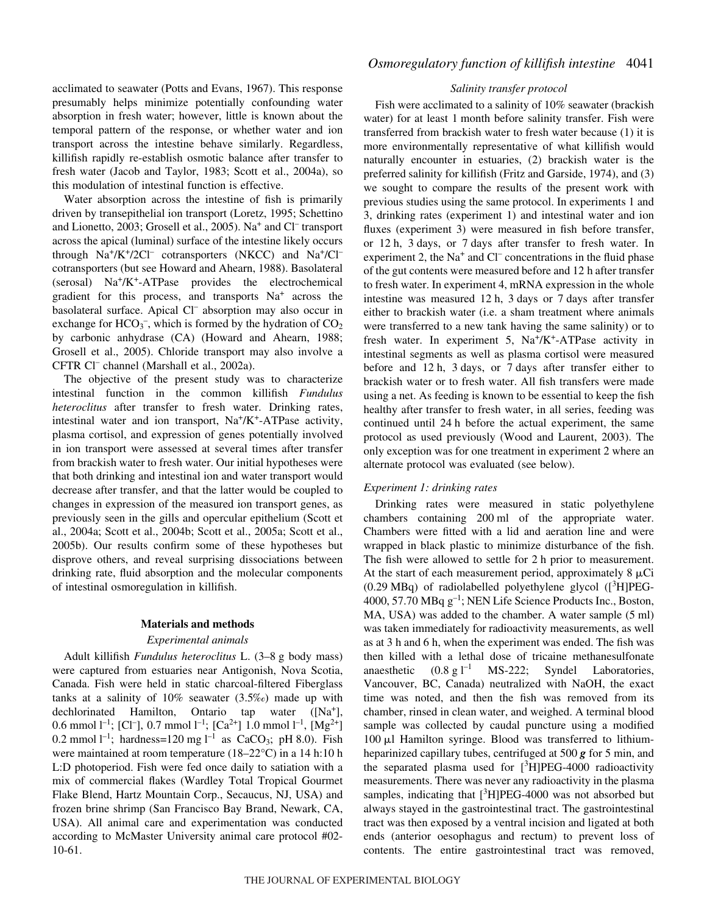acclimated to seawater (Potts and Evans, 1967). This response presumably helps minimize potentially confounding water absorption in fresh water; however, little is known about the temporal pattern of the response, or whether water and ion transport across the intestine behave similarly. Regardless, killifish rapidly re-establish osmotic balance after transfer to fresh water (Jacob and Taylor, 1983; Scott et al., 2004a), so this modulation of intestinal function is effective.

Water absorption across the intestine of fish is primarily driven by transepithelial ion transport (Loretz, 1995; Schettino and Lionetto, 2003; Grosell et al., 2005). $Na^+$ and $Cl^-$ transport across the apical (luminal) surface of the intestine likely occurs through $Na^+/K^+/2Cl^-$ cotransporters (NKCC) and $Na^+/Cl^-$ cotransporters (but see Howard and Ahearn, 1988). Basolateral (serosal) $Na^+/K^+$-ATPase provides the electrochemical gradient for this process, and transports $Na^+$ across the basolateral surface. Apical $Cl^-$ absorption may also occur in exchange for $HCO_3^-$, which is formed by the hydration of $CO_2$ by carbonic anhydrase (CA) (Howard and Ahearn, 1988; Grosell et al., 2005). Chloride transport may also involve a CFTR $Cl^-$ channel (Marshall et al., 2002a).

The objective of the present study was to characterize intestinal function in the common killifish *Fundulus heteroclitus* after transfer to fresh water. Drinking rates, intestinal water and ion transport, $Na^+/K^+$-ATPase activity, plasma cortisol, and expression of genes potentially involved in ion transport were assessed at several times after transfer from brackish water to fresh water. Our initial hypotheses were that both drinking and intestinal ion and water transport would decrease after transfer, and that the latter would be coupled to changes in expression of the measured ion transport genes, as previously seen in the gills and opercular epithelium (Scott et al., 2004a; Scott et al., 2004b; Scott et al., 2005a; Scott et al., 2005b). Our results confirm some of these hypotheses but disprove others, and reveal surprising dissociations between drinking rate, fluid absorption and the molecular components of intestinal osmoregulation in killifish.

## Materials and methods

### Experimental animals

Adult killifish *Fundulus heteroclitus* L. (3–8 g body mass) were captured from estuaries near Antigonish, Nova Scotia, Canada. Fish were held in static charcoal-filtered Fiberglass tanks at a salinity of 10% seawater (3.5‰) made up with dechlorinated Hamilton, Ontario tap water ([$Na^+$], 0.6 mmol $l^{-1}$; [$Cl^-$], 0.7 mmol $l^{-1}$; [$Ca^{2+}$] 1.0 mmol $l^{-1}$, [$Mg^{2+}$] 0.2 mmol $l^{-1}$; hardness=120 mg $l^{-1}$ as $CaCO_3$; pH 8.0). Fish were maintained at room temperature (18–22°C) in a 14 h:10 h L:D photoperiod. Fish were fed once daily to satiation with a mix of commercial flakes (Wardley Total Tropical Gourmet Flake Blend, Hartz Mountain Corp., Secaucus, NJ, USA) and frozen brine shrimp (San Francisco Bay Brand, Newark, CA, USA). All animal care and experimentation was conducted according to McMaster University animal care protocol #02-10-61.

### Salinity transfer protocol

Fish were acclimated to a salinity of 10% seawater (brackish water) for at least 1 month before salinity transfer. Fish were transferred from brackish water to fresh water because (1) it is more environmentally representative of what killifish would naturally encounter in estuaries, (2) brackish water is the preferred salinity for killifish (Fritz and Garside, 1974), and (3) we sought to compare the results of the present work with previous studies using the same protocol. In experiments 1 and 3, drinking rates (experiment 1) and intestinal water and ion fluxes (experiment 3) were measured in fish before transfer, or 12 h, 3 days, or 7 days after transfer to fresh water. In experiment 2, the $Na^+$ and $Cl^-$ concentrations in the fluid phase of the gut contents were measured before and 12 h after transfer to fresh water. In experiment 4, mRNA expression in the whole intestine was measured 12 h, 3 days or 7 days after transfer either to brackish water (i.e. a sham treatment where animals were transferred to a new tank having the same salinity) or to fresh water. In experiment 5, $Na^+/K^+$-ATPase activity in intestinal segments as well as plasma cortisol were measured before and 12 h, 3 days, or 7 days after transfer either to brackish water or to fresh water. All fish transfers were made using a net. As feeding is known to be essential to keep the fish healthy after transfer to fresh water, in all series, feeding was continued until 24 h before the actual experiment, the same protocol as used previously (Wood and Laurent, 2003). The only exception was for one treatment in experiment 2 where an alternate protocol was evaluated (see below).

### Experiment 1: drinking rates

Drinking rates were measured in static polyethylene chambers containing 200 ml of the appropriate water. Chambers were fitted with a lid and aeration line and were wrapped in black plastic to minimize disturbance of the fish. The fish were allowed to settle for 2 h prior to measurement. At the start of each measurement period, approximately 8 μCi (0.29 MBq) of radiolabelled polyethylene glycol ([$^3$H]PEG-4000, 57.70 MBq $g^{-1}$; NEN Life Science Products Inc., Boston, MA, USA) was added to the chamber. A water sample (5 ml) was taken immediately for radioactivity measurements, as well as at 3 h and 6 h, when the experiment was ended. The fish was then killed with a lethal dose of tricaine methanesulfonate anaesthetic (0.8 g $l^{-1}$ MS-222; Syndel Laboratories, Vancouver, BC, Canada) neutralized with NaOH, the exact time was noted, and then the fish was removed from its chamber, rinsed in clean water, and weighed. A terminal blood sample was collected by caudal puncture using a modified 100 μl Hamilton syringe. Blood was transferred to lithium-heparinized capillary tubes, centrifuged at 500 ***g*** for 5 min, and the separated plasma used for [$^3$H]PEG-4000 radioactivity measurements. There was never any radioactivity in the plasma samples, indicating that [$^3$H]PEG-4000 was not absorbed but always stayed in the gastrointestinal tract. The gastrointestinal tract was then exposed by a ventral incision and ligated at both ends (anterior oesophagus and rectum) to prevent loss of contents. The entire gastrointestinal tract was removed,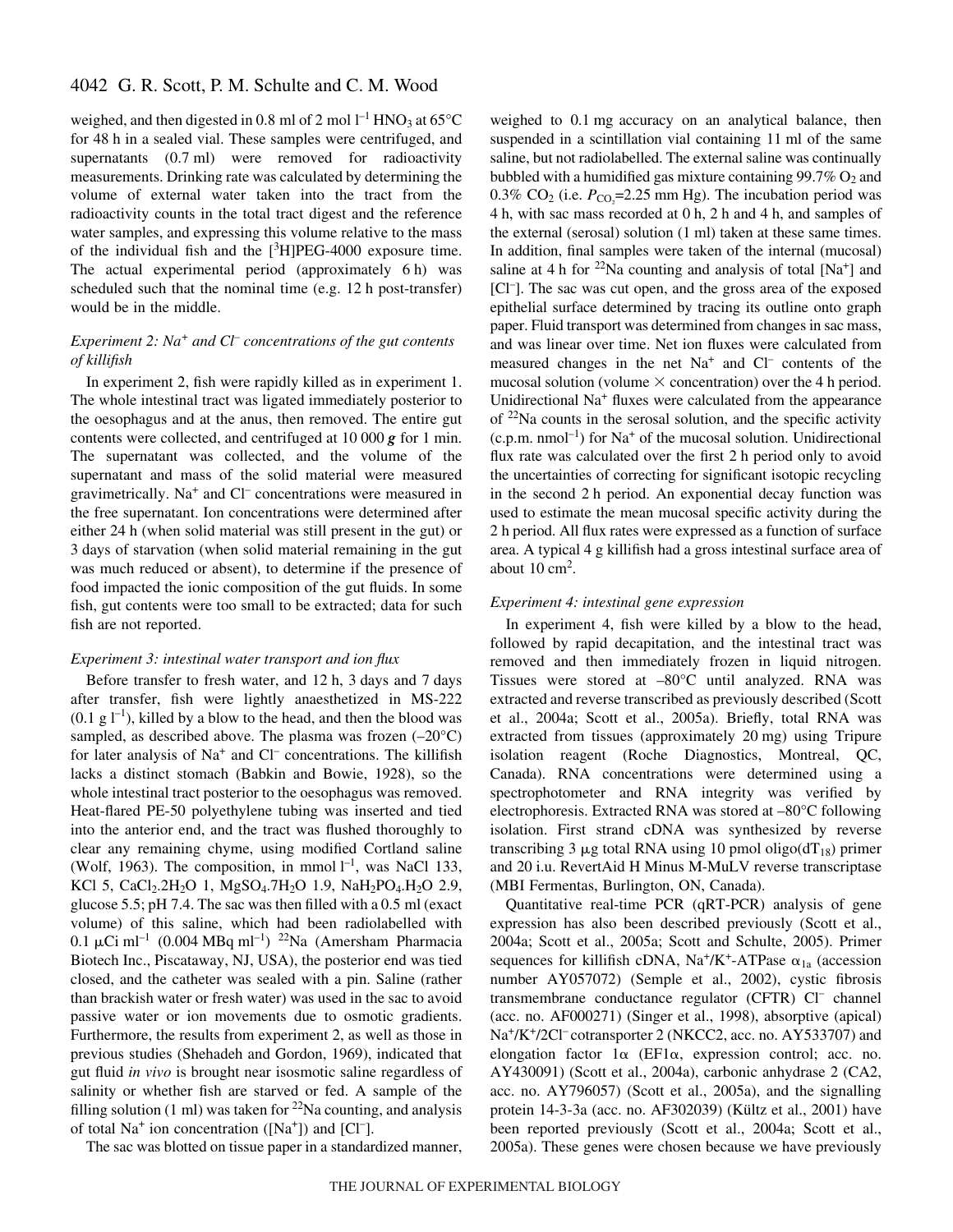weighed, and then digested in 0.8 ml of 2 mol $l^{-1}$ $HNO_3$ at 65°C for 48 h in a sealed vial. These samples were centrifuged, and supernatants (0.7 ml) were removed for radioactivity measurements. Drinking rate was calculated by determining the volume of external water taken into the tract from the radioactivity counts in the total tract digest and the reference water samples, and expressing this volume relative to the mass of the individual fish and the [$^3$H]PEG-4000 exposure time. The actual experimental period (approximately 6 h) was scheduled such that the nominal time (e.g. 12 h post-transfer) would be in the middle.

### *Experiment 2: $Na^+$ and $Cl^-$ concentrations of the gut contents of killifish*

In experiment 2, fish were rapidly killed as in experiment 1. The whole intestinal tract was ligated immediately posterior to the oesophagus and at the anus, then removed. The entire gut contents were collected, and centrifuged at 10 000 ***g*** for 1 min. The supernatant was collected, and the volume of the supernatant and mass of the solid material were measured gravimetrically. $Na^+$ and $Cl^-$ concentrations were measured in the free supernatant. Ion concentrations were determined after either 24 h (when solid material was still present in the gut) or 3 days of starvation (when solid material remaining in the gut was much reduced or absent), to determine if the presence of food impacted the ionic composition of the gut fluids. In some fish, gut contents were too small to be extracted; data for such fish are not reported.

### *Experiment 3: intestinal water transport and ion flux*

Before transfer to fresh water, and 12 h, 3 days and 7 days after transfer, fish were lightly anaesthetized in MS-222 (0.1 g $l^{-1}$), killed by a blow to the head, and then the blood was sampled, as described above. The plasma was frozen (–20°C) for later analysis of $Na^+$ and $Cl^-$ concentrations. The killifish lacks a distinct stomach (Babkin and Bowie, 1928), so the whole intestinal tract posterior to the oesophagus was removed. Heat-flared PE-50 polyethylene tubing was inserted and tied into the anterior end, and the tract was flushed thoroughly to clear any remaining chyme, using modified Cortland saline (Wolf, 1963). The composition, in mmol $l^{-1}$, was NaCl 133, KCl 5, $CaCl_2.2H_2O$ 1, $MgSO_4.7H_2O$ 1.9, $NaH_2PO_4.H_2O$ 2.9, glucose 5.5; pH 7.4. The sac was then filled with a 0.5 ml (exact volume) of this saline, which had been radiolabelled with 0.1 μCi $ml^{-1}$ (0.004 MBq $ml^{-1}$) $^{22}$Na (Amersham Pharmacia Biotech Inc., Piscataway, NJ, USA), the posterior end was tied closed, and the catheter was sealed with a pin. Saline (rather than brackish water or fresh water) was used in the sac to avoid passive water or ion movements due to osmotic gradients. Furthermore, the results from experiment 2, as well as those in previous studies (Shehadeh and Gordon, 1969), indicated that gut fluid *in vivo* is brought near isosmotic saline regardless of salinity or whether fish are starved or fed. A sample of the filling solution (1 ml) was taken for $^{22}$Na counting, and analysis of total $Na^+$ ion concentration ([$Na^+$]) and [$Cl^-$].

The sac was blotted on tissue paper in a standardized manner, weighed to 0.1 mg accuracy on an analytical balance, then suspended in a scintillation vial containing 11 ml of the same saline, but not radiolabelled. The external saline was continually bubbled with a humidified gas mixture containing 99.7% $O_2$ and 0.3% $CO_2$ (i.e. $P_{CO_2}$=2.25 mm Hg). The incubation period was 4 h, with sac mass recorded at 0 h, 2 h and 4 h, and samples of the external (serosal) solution (1 ml) taken at these same times. In addition, final samples were taken of the internal (mucosal) saline at 4 h for $^{22}$Na counting and analysis of total [$Na^+$] and [$Cl^-$]. The sac was cut open, and the gross area of the exposed epithelial surface determined by tracing its outline onto graph paper. Fluid transport was determined from changes in sac mass, and was linear over time. Net ion fluxes were calculated from measured changes in the net $Na^+$ and $Cl^-$ contents of the mucosal solution (volume × concentration) over the 4 h period. Unidirectional $Na^+$ fluxes were calculated from the appearance of $^{22}$Na counts in the serosal solution, and the specific activity (c.p.m. $nmol^{-1}$) for $Na^+$ of the mucosal solution. Unidirectional flux rate was calculated over the first 2 h period only to avoid the uncertainties of correcting for significant isotopic recycling in the second 2 h period. An exponential decay function was used to estimate the mean mucosal specific activity during the 2 h period. All flux rates were expressed as a function of surface area. A typical 4 g killifish had a gross intestinal surface area of about 10 $cm^2$.

### *Experiment 4: intestinal gene expression*

In experiment 4, fish were killed by a blow to the head, followed by rapid decapitation, and the intestinal tract was removed and then immediately frozen in liquid nitrogen. Tissues were stored at –80°C until analyzed. RNA was extracted and reverse transcribed as previously described (Scott et al., 2004a; Scott et al., 2005a). Briefly, total RNA was extracted from tissues (approximately 20 mg) using Tripure isolation reagent (Roche Diagnostics, Montreal, QC, Canada). RNA concentrations were determined using a spectrophotometer and RNA integrity was verified by electrophoresis. Extracted RNA was stored at –80°C following isolation. First strand cDNA was synthesized by reverse transcribing 3 μg total RNA using 10 pmol oligo($dT_{18}$) primer and 20 i.u. RevertAid H Minus M-MuLV reverse transcriptase (MBI Fermentas, Burlington, ON, Canada).

Quantitative real-time PCR (qRT-PCR) analysis of gene expression has also been described previously (Scott et al., 2004a; Scott et al., 2005a; Scott and Schulte, 2005). Primer sequences for killifish cDNA, $Na^+/K^+$-ATPase $\alpha_{1a}$ (accession number AY057072) (Semple et al., 2002), cystic fibrosis transmembrane conductance regulator (CFTR) $Cl^-$ channel (acc. no. AF000271) (Singer et al., 1998), absorptive (apical) $Na^+/K^+/2Cl^-$ cotransporter 2 (NKCC2, acc. no. AY533707) and elongation factor 1α (EF1α, expression control; acc. no. AY430091) (Scott et al., 2004a), carbonic anhydrase 2 (CA2, acc. no. AY796057) (Scott et al., 2005a), and the signalling protein 14-3-3a (acc. no. AF302039) (Kültz et al., 2001) have been reported previously (Scott et al., 2004a; Scott et al., 2005a). These genes were chosen because we have previously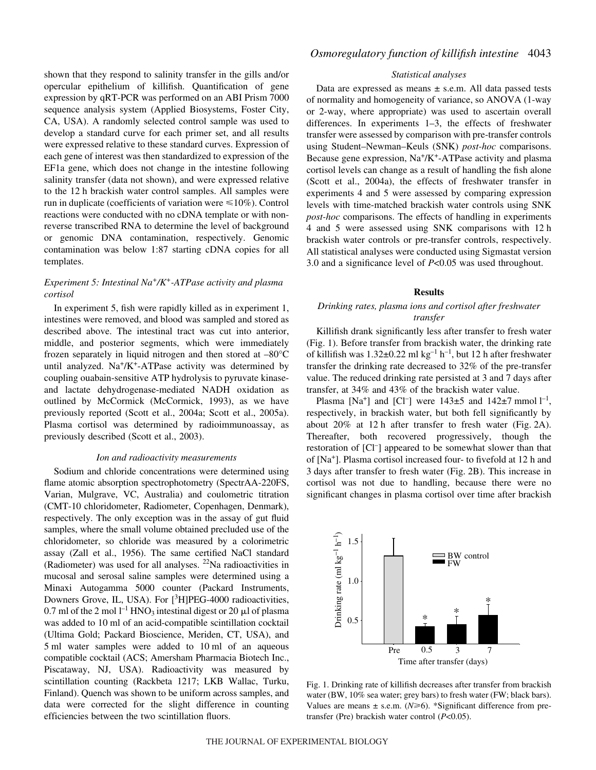shown that they respond to salinity transfer in the gills and/or opercular epithelium of killifish. Quantification of gene expression by qRT-PCR was performed on an ABI Prism 7000 sequence analysis system (Applied Biosystems, Foster City, CA, USA). A randomly selected control sample was used to develop a standard curve for each primer set, and all results were expressed relative to these standard curves. Expression of each gene of interest was then standardized to expression of the EF1a gene, which does not change in the intestine following salinity transfer (data not shown), and were expressed relative to the 12 h brackish water control samples. All samples were run in duplicate (coefficients of variation were ≤10%). Control reactions were conducted with no cDNA template or with non-reverse transcribed RNA to determine the level of background or genomic DNA contamination, respectively. Genomic contamination was below 1:87 starting cDNA copies for all templates.

### *Experiment 5: Intestinal $Na^+/K^+$-ATPase activity and plasma cortisol*

In experiment 5, fish were rapidly killed as in experiment 1, intestines were removed, and blood was sampled and stored as described above. The intestinal tract was cut into anterior, middle, and posterior segments, which were immediately frozen separately in liquid nitrogen and then stored at –80°C until analyzed. $Na^+/K^+$-ATPase activity was determined by coupling ouabain-sensitive ATP hydrolysis to pyruvate kinase- and lactate dehydrogenase-mediated NADH oxidation as outlined by McCormick (McCormick, 1993), as we have previously reported (Scott et al., 2004a; Scott et al., 2005a). Plasma cortisol was determined by radioimmunoassay, as previously described (Scott et al., 2003).

### *Ion and radioactivity measurements*

Sodium and chloride concentrations were determined using flame atomic absorption spectrophotometry (SpectrAA-220FS, Varian, Mulgrave, VC, Australia) and coulometric titration (CMT-10 chloridometer, Radiometer, Copenhagen, Denmark), respectively. The only exception was in the assay of gut fluid samples, where the small volume obtained precluded use of the chloridometer, so chloride was measured by a colorimetric assay (Zall et al., 1956). The same certified NaCl standard (Radiometer) was used for all analyses. $^{22}Na$ radioactivities in mucosal and serosal saline samples were determined using a Minaxi Autogamma 5000 counter (Packard Instruments, Downers Grove, IL, USA). For [$^3$H]PEG-4000 radioactivities, 0.7 ml of the 2 mol $l^{-1}$ $HNO_3$ intestinal digest or 20 μl of plasma was added to 10 ml of an acid-compatible scintillation cocktail (Ultima Gold; Packard Bioscience, Meriden, CT, USA), and 5 ml water samples were added to 10 ml of an aqueous compatible cocktail (ACS; Amersham Pharmacia Biotech Inc., Piscataway, NJ, USA). Radioactivity was measured by scintillation counting (Rackbeta 1217; LKB Wallac, Turku, Finland). Quench was shown to be uniform across samples, and data were corrected for the slight difference in counting efficiencies between the two scintillation fluors.

### *Statistical analyses*

Data are expressed as means ± s.e.m. All data passed tests of normality and homogeneity of variance, so ANOVA (1-way or 2-way, where appropriate) was used to ascertain overall differences. In experiments 1–3, the effects of freshwater transfer were assessed by comparison with pre-transfer controls using Student–Newman–Keuls (SNK) *post-hoc* comparisons. Because gene expression, $Na^+/K^+$-ATPase activity and plasma cortisol levels can change as a result of handling the fish alone (Scott et al., 2004a), the effects of freshwater transfer in experiments 4 and 5 were assessed by comparing expression levels with time-matched brackish water controls using SNK *post-hoc* comparisons. The effects of handling in experiments 4 and 5 were assessed using SNK comparisons with 12 h brackish water controls or pre-transfer controls, respectively. All statistical analyses were conducted using Sigmastat version 3.0 and a significance level of $P<0.05$ was used throughout.

## Results

### *Drinking rates, plasma ions and cortisol after freshwater transfer*

Killifish drank significantly less after transfer to fresh water (Fig. 1). Before transfer from brackish water, the drinking rate of killifish was 1.32±0.22 ml $kg^{-1}$ $h^{-1}$, but 12 h after freshwater transfer the drinking rate decreased to 32% of the pre-transfer value. The reduced drinking rate persisted at 3 and 7 days after transfer, at 34% and 43% of the brackish water value.

Plasma [$Na^+$] and [$Cl^-$] were 143±5 and 142±7 mmol $l^{-1}$, respectively, in brackish water, but both fell significantly by about 20% at 12 h after transfer to fresh water (Fig. 2A). Thereafter, both recovered progressively, though the restoration of [$Cl^-$] appeared to be somewhat slower than that of [$Na^+$]. Plasma cortisol increased four- to fivefold at 12 h and 3 days after transfer to fresh water (Fig. 2B). This increase in cortisol was not due to handling, because there were no significant changes in plasma cortisol over time after brackish

Fig. 1. Drinking rate of killifish decreases after transfer from brackish water (BW, 10% sea water; grey bars) to fresh water (FW; black bars). Values are means ± s.e.m. ($N$≥6). *Significant difference from pre-transfer (Pre) brackish water control ($P$<0.05).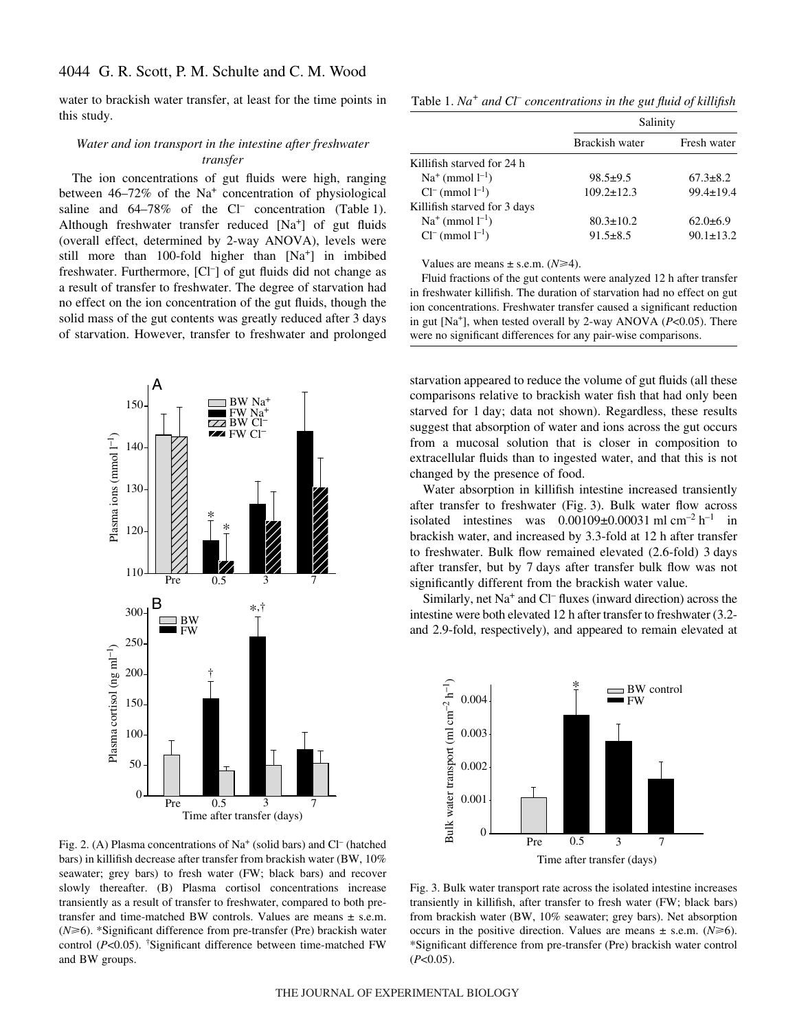water to brackish water transfer, at least for the time points in this study.

### *Water and ion transport in the intestine after freshwater transfer*

The ion concentrations of gut fluids were high, ranging between 46–72% of the $Na^+$ concentration of physiological saline and 64–78% of the $Cl^-$ concentration (Table 1). Although freshwater transfer reduced $[Na^+]$ of gut fluids (overall effect, determined by 2-way ANOVA), levels were still more than 100-fold higher than $[Na^+]$ in imbibed freshwater. Furthermore, $[Cl^-]$ of gut fluids did not change as a result of transfer to freshwater. The degree of starvation had no effect on the ion concentration of the gut fluids, though the solid mass of the gut contents was greatly reduced after 3 days of starvation. However, transfer to freshwater and prolonged starvation appeared to reduce the volume of gut fluids (all these comparisons relative to brackish water fish that had only been starved for 1 day; data not shown). Regardless, these results suggest that absorption of water and ions across the gut occurs from a mucosal solution that is closer in composition to extracellular fluids than to ingested water, and that this is not changed by the presence of food.

Table 1. *$Na^+$ and $Cl^-$ concentrations in the gut fluid of killifish*

| | Salinity | |
|---|---|---|
| | Brackish water | Fresh water |
| Killifish starved for 24 h | | |
| $Na^+$ (mmol $l^{-1}$) | 98.5±9.5 | 67.3±8.2 |
| $Cl^-$ (mmol $l^{-1}$) | 109.2±12.3 | 99.4±19.4 |
| Killifish starved for 3 days | | |
| $Na^+$ (mmol $l^{-1}$) | 80.3±10.2 | 62.0±6.9 |
| $Cl^-$ (mmol $l^{-1}$) | 91.5±8.5 | 90.1±13.2 |

Values are means ± s.e.m. ($N\geq4$).

Fluid fractions of the gut contents were analyzed 12 h after transfer in freshwater killifish. The duration of starvation had no effect on gut ion concentrations. Freshwater transfer caused a significant reduction in gut $[Na^+]$, when tested overall by 2-way ANOVA ($P<0.05$). There were no significant differences for any pair-wise comparisons.

Fig. 2. (A) Plasma concentrations of $Na^+$ (solid bars) and $Cl^-$ (hatched bars) in killifish decrease after transfer from brackish water (BW, 10% seawater; grey bars) to fresh water (FW; black bars) and recover slowly thereafter. (B) Plasma cortisol concentrations increase transiently as a result of transfer to freshwater, compared to both pre-transfer and time-matched BW controls. Values are means ± s.e.m. ($N\geq6$). *Significant difference from pre-transfer (Pre) brackish water control ($P<0.05$). †Significant difference between time-matched FW and BW groups.

Water absorption in killifish intestine increased transiently after transfer to freshwater (Fig. 3). Bulk water flow across isolated intestines was 0.00109±0.00031 ml $cm^{-2}$ $h^{-1}$ in brackish water, and increased by 3.3-fold at 12 h after transfer to freshwater. Bulk flow remained elevated (2.6-fold) 3 days after transfer, but by 7 days after transfer bulk flow was not significantly different from the brackish water value.

Similarly, net $Na^+$ and $Cl^-$ fluxes (inward direction) across the intestine were both elevated 12 h after transfer to freshwater (3.2- and 2.9-fold, respectively), and appeared to remain elevated at

Fig. 3. Bulk water transport rate across the isolated intestine increases transiently in killifish, after transfer to fresh water (FW; black bars) from brackish water (BW, 10% seawater; grey bars). Net absorption occurs in the positive direction. Values are means ± s.e.m. ($N\geq6$). *Significant difference from pre-transfer (Pre) brackish water control ($P<0.05$).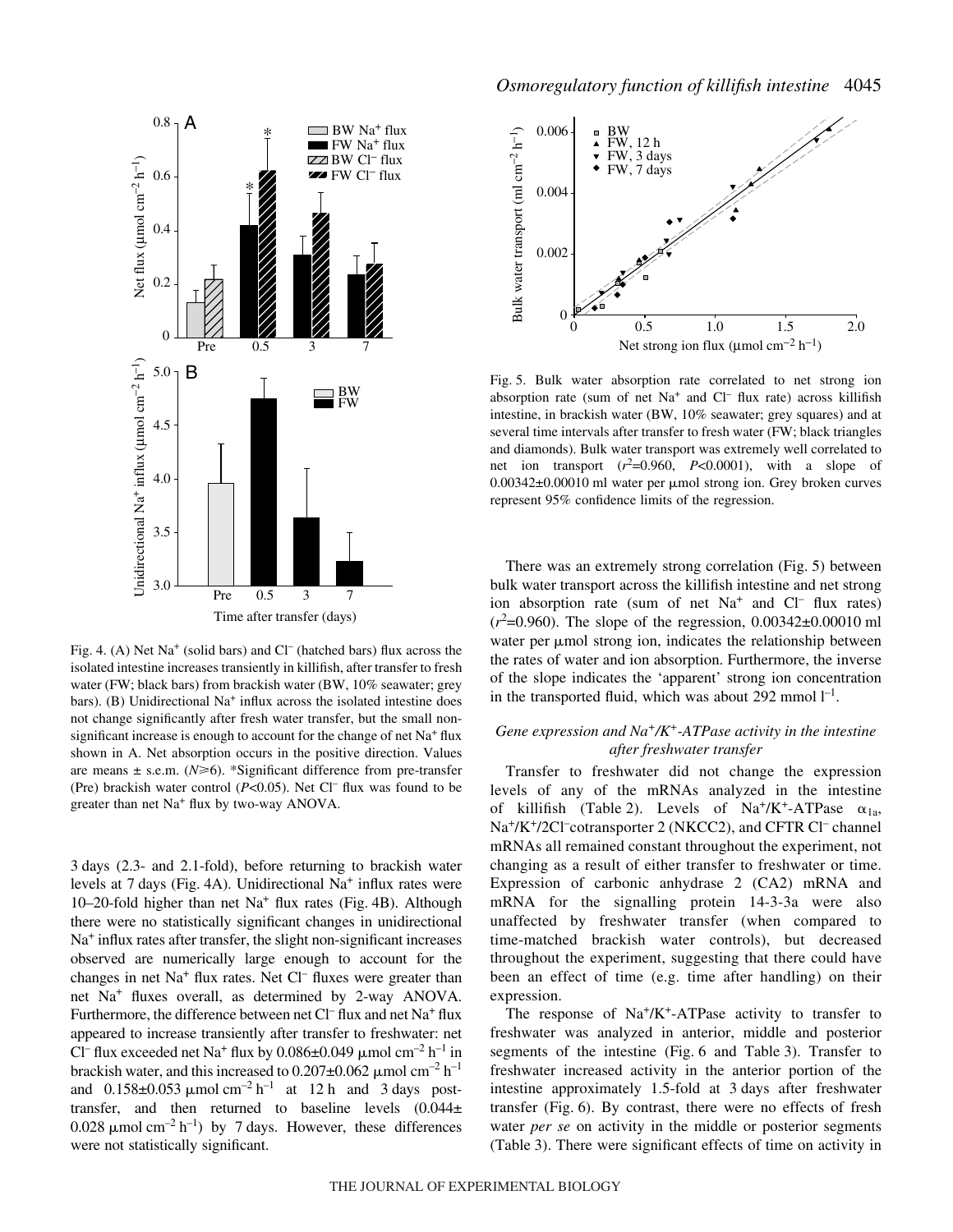Fig. 4. (A) Net $Na^+$ (solid bars) and $Cl^-$ (hatched bars) flux across the isolated intestine increases transiently in killifish, after transfer to fresh water (FW; black bars) from brackish water (BW, 10% seawater; grey bars). (B) Unidirectional $Na^+$ influx across the isolated intestine does not change significantly after fresh water transfer, but the small non-significant increase is enough to account for the change of net $Na^+$ flux shown in A. Net absorption occurs in the positive direction. Values are means ± s.e.m. ($N \geq 6$). *Significant difference from pre-transfer (Pre) brackish water control ($P<0.05$). Net $Cl^-$ flux was found to be greater than net $Na^+$ flux by two-way ANOVA.

3 days (2.3- and 2.1-fold), before returning to brackish water levels at 7 days (Fig. 4A). Unidirectional $Na^+$ influx rates were 10–20-fold higher than net $Na^+$ flux rates (Fig. 4B). Although there were no statistically significant changes in unidirectional $Na^+$ influx rates after transfer, the slight non-significant increases observed are numerically large enough to account for the changes in net $Na^+$ flux rates. Net $Cl^-$ fluxes were greater than net $Na^+$ fluxes overall, as determined by 2-way ANOVA. Furthermore, the difference between net $Cl^-$ flux and net $Na^+$ flux appeared to increase transiently after transfer to freshwater: net $Cl^-$ flux exceeded net $Na^+$ flux by 0.086±0.049 $\mu$mol $cm^{-2}$ $h^{-1}$ in brackish water, and this increased to 0.207±0.062 $\mu$mol $cm^{-2}$ $h^{-1}$ and 0.158±0.053 $\mu$mol $cm^{-2}$ $h^{-1}$ at 12 h and 3 days post-transfer, and then returned to baseline levels (0.044±0.028 $\mu$mol $cm^{-2}$ $h^{-1}$) by 7 days. However, these differences were not statistically significant.

Fig. 5. Bulk water absorption rate correlated to net strong ion absorption rate (sum of net $Na^+$ and $Cl^-$ flux rate) across killifish intestine, in brackish water (BW, 10% seawater; grey squares) and at several time intervals after transfer to fresh water (FW; black triangles and diamonds). Bulk water transport was extremely well correlated to net ion transport ($r^2$=0.960, $P<0.0001$), with a slope of 0.00342±0.00010 ml water per $\mu$mol strong ion. Grey broken curves represent 95% confidence limits of the regression.

There was an extremely strong correlation (Fig. 5) between bulk water transport across the killifish intestine and net strong ion absorption rate (sum of net $Na^+$ and $Cl^-$ flux rates) ($r^2$=0.960). The slope of the regression, 0.00342±0.00010 ml water per $\mu$mol strong ion, indicates the relationship between the rates of water and ion absorption. Furthermore, the inverse of the slope indicates the 'apparent' strong ion concentration in the transported fluid, which was about 292 mmol $l^{-1}$.

### *Gene expression and $Na^+/K^+$-ATPase activity in the intestine after freshwater transfer*

Transfer to freshwater did not change the expression levels of any of the mRNAs analyzed in the intestine of killifish (Table 2). Levels of $Na^+/K^+$-ATPase $\alpha_{1a}$, $Na^+/K^+/2Cl^-$cotransporter 2 (NKCC2), and CFTR $Cl^-$ channel mRNAs all remained constant throughout the experiment, not changing as a result of either transfer to freshwater or time. Expression of carbonic anhydrase 2 (CA2) mRNA and mRNA for the signalling protein 14-3-3a were also unaffected by freshwater transfer (when compared to time-matched brackish water controls), but decreased throughout the experiment, suggesting that there could have been an effect of time (e.g. time after handling) on their expression.

The response of $Na^+/K^+$-ATPase activity to transfer to freshwater was analyzed in anterior, middle and posterior segments of the intestine (Fig. 6 and Table 3). Transfer to freshwater increased activity in the anterior portion of the intestine approximately 1.5-fold at 3 days after freshwater transfer (Fig. 6). By contrast, there were no effects of fresh water *per se* on activity in the middle or posterior segments (Table 3). There were significant effects of time on activity in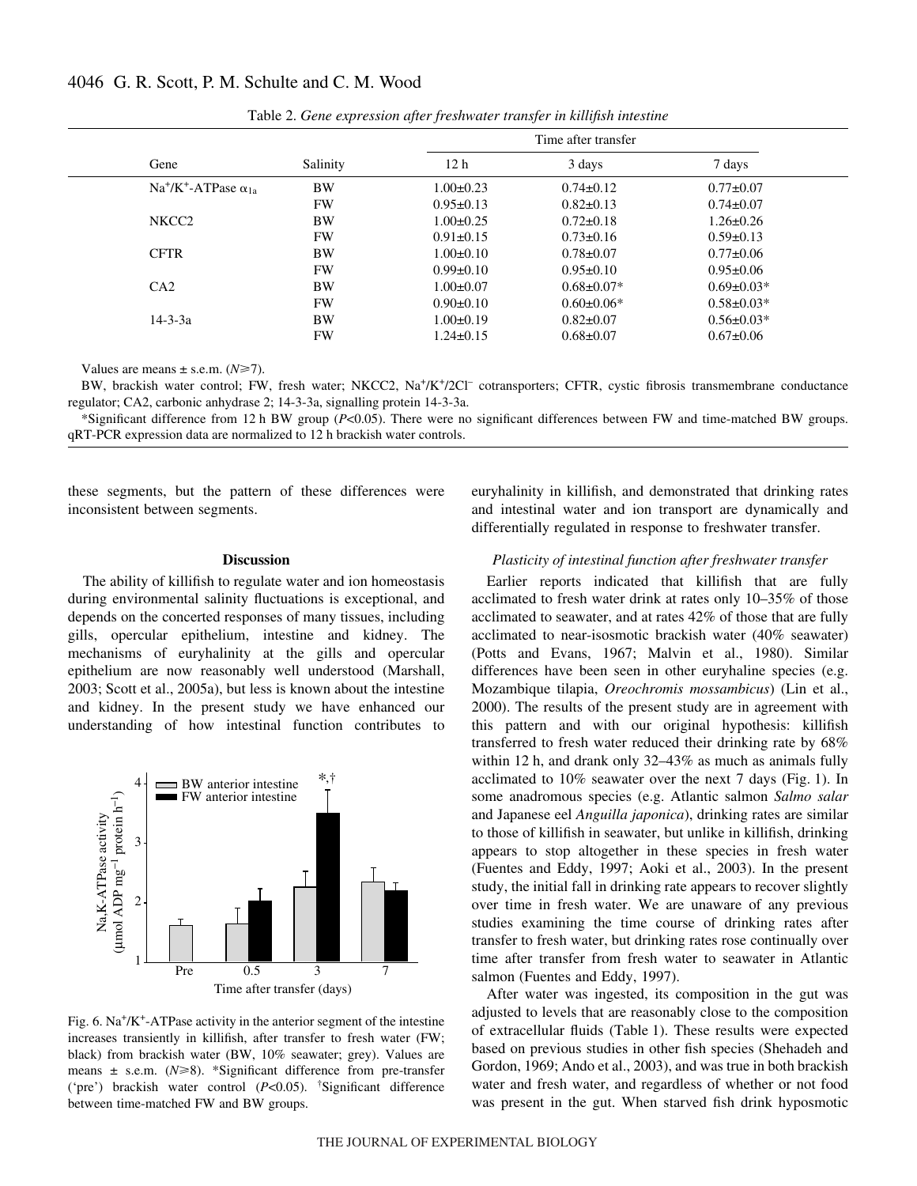Table 2. *Gene expression after freshwater transfer in killifish intestine*

| Gene | Salinity | Time after transfer | | |
|---|---|---|---|---|
| | | 12 h | 3 days | 7 days |
| $Na^+/K^+$-ATPase $\alpha_{1a}$ | BW | 1.00±0.23 | 0.74±0.12 | 0.77±0.07 |
| | FW | 0.95±0.13 | 0.82±0.13 | 0.74±0.07 |
| NKCC2 | BW | 1.00±0.25 | 0.72±0.18 | 1.26±0.26 |
| | FW | 0.91±0.15 | 0.73±0.16 | 0.59±0.13 |
| CFTR | BW | 1.00±0.10 | 0.78±0.07 | 0.77±0.06 |
| | FW | 0.99±0.10 | 0.95±0.10 | 0.95±0.06 |
| CA2 | BW | 1.00±0.07 | 0.68±0.07* | 0.69±0.03* |
| | FW | 0.90±0.10 | 0.60±0.06* | 0.58±0.03* |
| 14-3-3a | BW | 1.00±0.19 | 0.82±0.07 | 0.56±0.03* |
| | FW | 1.24±0.15 | 0.68±0.07 | 0.67±0.06 |

Values are means ± s.e.m. ($N \geqslant 7$).

BW, brackish water control; FW, fresh water; NKCC2, $Na^+/K^+/2Cl^-$ cotransporters; CFTR, cystic fibrosis transmembrane conductance regulator; CA2, carbonic anhydrase 2; 14-3-3a, signalling protein 14-3-3a.

*Significant difference from 12 h BW group ($P<0.05$). There were no significant differences between FW and time-matched BW groups. qRT-PCR expression data are normalized to 12 h brackish water controls.

these segments, but the pattern of these differences were inconsistent between segments.

## Discussion

The ability of killifish to regulate water and ion homeostasis during environmental salinity fluctuations is exceptional, and depends on the concerted responses of many tissues, including gills, opercular epithelium, intestine and kidney. The mechanisms of euryhalinity at the gills and opercular epithelium are now reasonably well understood (Marshall, 2003; Scott et al., 2005a), but less is known about the intestine and kidney. In the present study we have enhanced our understanding of how intestinal function contributes to euryhalinity in killifish, and demonstrated that drinking rates and intestinal water and ion transport are dynamically and differentially regulated in response to freshwater transfer.

Fig. 6. $Na^+/K^+$-ATPase activity in the anterior segment of the intestine increases transiently in killifish, after transfer to fresh water (FW; black) from brackish water (BW, 10% seawater; grey). Values are means ± s.e.m. ($N \geqslant 8$). *Significant difference from pre-transfer ('pre') brackish water control ($P<0.05$). †Significant difference between time-matched FW and BW groups.

### *Plasticity of intestinal function after freshwater transfer*

Earlier reports indicated that killifish that are fully acclimated to fresh water drink at rates only 10–35% of those acclimated to seawater, and at rates 42% of those that are fully acclimated to near-isosmotic brackish water (40% seawater) (Potts and Evans, 1967; Malvin et al., 1980). Similar differences have been seen in other euryhaline species (e.g. Mozambique tilapia, *Oreochromis mossambicus*) (Lin et al., 2000). The results of the present study are in agreement with this pattern and with our original hypothesis: killifish transferred to fresh water reduced their drinking rate by 68% within 12 h, and drank only 32–43% as much as animals fully acclimated to 10% seawater over the next 7 days (Fig. 1). In some anadromous species (e.g. Atlantic salmon *Salmo salar* and Japanese eel *Anguilla japonica*), drinking rates are similar to those of killifish in seawater, but unlike in killifish, drinking appears to stop altogether in these species in fresh water (Fuentes and Eddy, 1997; Aoki et al., 2003). In the present study, the initial fall in drinking rate appears to recover slightly over time in fresh water. We are unaware of any previous studies examining the time course of drinking rates after transfer to fresh water, but drinking rates rose continually over time after transfer from fresh water to seawater in Atlantic salmon (Fuentes and Eddy, 1997).

After water was ingested, its composition in the gut was adjusted to levels that are reasonably close to the composition of extracellular fluids (Table 1). These results were expected based on previous studies in other fish species (Shehadeh and Gordon, 1969; Ando et al., 2003), and was true in both brackish water and fresh water, and regardless of whether or not food was present in the gut. When starved fish drink hyposmotic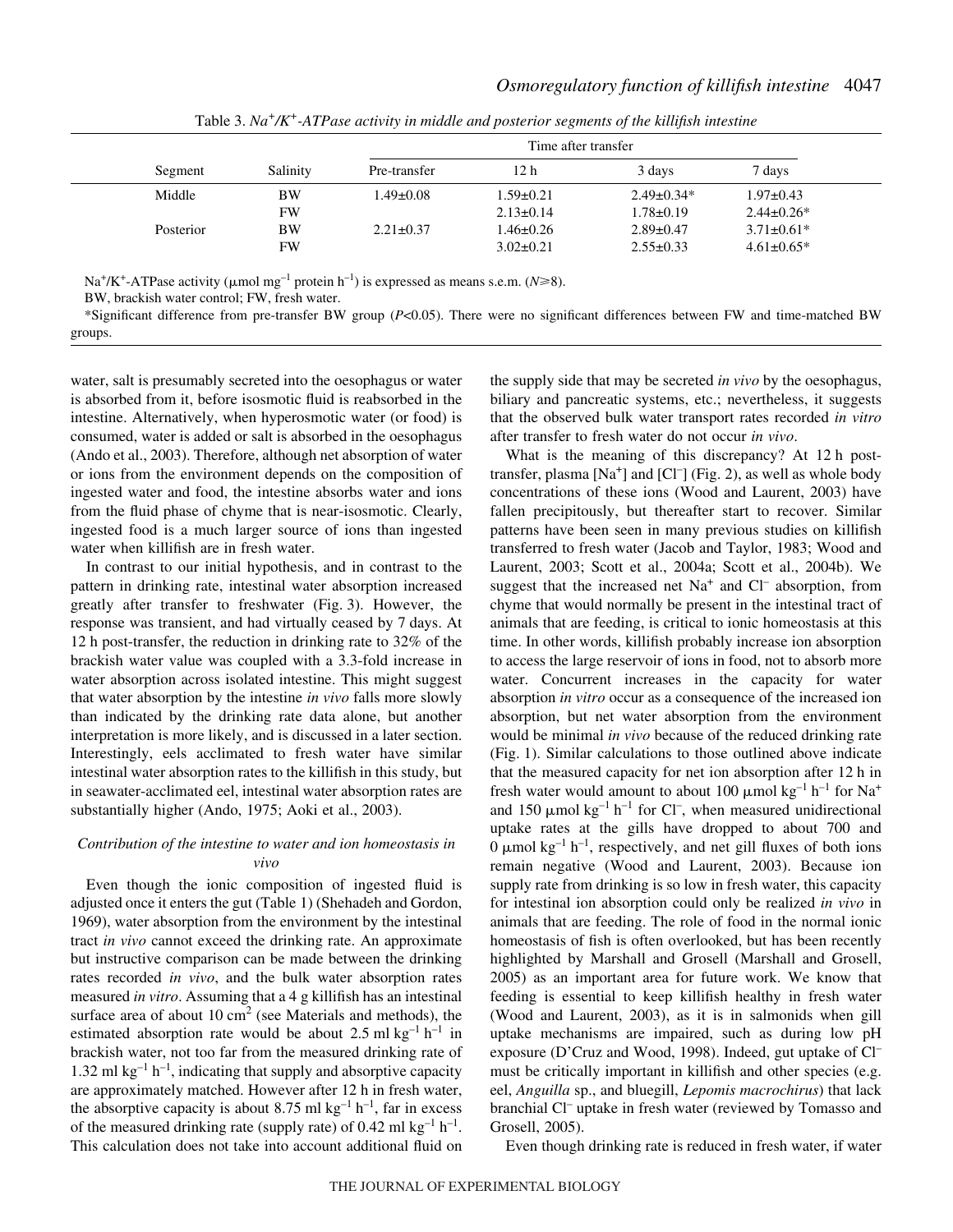Table 3. $Na^+/K^+$-ATPase activity in middle and posterior segments of the killifish intestine

| Segment | Salinity | Time after transfer | | | |
|---|---|---|---|---|---|
| | | Pre-transfer | 12 h | 3 days | 7 days |
| Middle | BW | 1.49±0.08 | 1.59±0.21 | 2.49±0.34* | 1.97±0.43 |
| | FW | | 2.13±0.14 | 1.78±0.19 | 2.44±0.26* |
| Posterior | BW | 2.21±0.37 | 1.46±0.26 | 2.89±0.47 | 3.71±0.61* |
| | FW | | 3.02±0.21 | 2.55±0.33 | 4.61±0.65* |

$Na^+/K^+$-ATPase activity (μmol $mg^{-1}$ protein $h^{-1}$) is expressed as means s.e.m. ($N \geq 8$).

BW, brackish water control; FW, fresh water.

*Significant difference from pre-transfer BW group ($P<0.05$). There were no significant differences between FW and time-matched BW groups.

water, salt is presumably secreted into the oesophagus or water is absorbed from it, before isosmotic fluid is reabsorbed in the intestine. Alternatively, when hyperosmotic water (or food) is consumed, water is added or salt is absorbed in the oesophagus (Ando et al., 2003). Therefore, although net absorption of water or ions from the environment depends on the composition of ingested water and food, the intestine absorbs water and ions from the fluid phase of chyme that is near-isosmotic. Clearly, ingested food is a much larger source of ions than ingested water when killifish are in fresh water.

In contrast to our initial hypothesis, and in contrast to the pattern in drinking rate, intestinal water absorption increased greatly after transfer to freshwater (Fig. 3). However, the response was transient, and had virtually ceased by 7 days. At 12 h post-transfer, the reduction in drinking rate to 32% of the brackish water value was coupled with a 3.3-fold increase in water absorption across isolated intestine. This might suggest that water absorption by the intestine *in vivo* falls more slowly than indicated by the drinking rate data alone, but another interpretation is more likely, and is discussed in a later section. Interestingly, eels acclimated to fresh water have similar intestinal water absorption rates to the killifish in this study, but in seawater-acclimated eel, intestinal water absorption rates are substantially higher (Ando, 1975; Aoki et al., 2003).

### *Contribution of the intestine to water and ion homeostasis in vivo*

Even though the ionic composition of ingested fluid is adjusted once it enters the gut (Table 1) (Shehadeh and Gordon, 1969), water absorption from the environment by the intestinal tract *in vivo* cannot exceed the drinking rate. An approximate but instructive comparison can be made between the drinking rates recorded *in vivo*, and the bulk water absorption rates measured *in vitro*. Assuming that a 4 g killifish has an intestinal surface area of about 10 $cm^2$ (see Materials and methods), the estimated absorption rate would be about 2.5 ml $kg^{-1}$ $h^{-1}$ in brackish water, not too far from the measured drinking rate of 1.32 ml $kg^{-1}$ $h^{-1}$, indicating that supply and absorptive capacity are approximately matched. However after 12 h in fresh water, the absorptive capacity is about 8.75 ml $kg^{-1}$ $h^{-1}$, far in excess of the measured drinking rate (supply rate) of 0.42 ml $kg^{-1}$ $h^{-1}$. This calculation does not take into account additional fluid on the supply side that may be secreted *in vivo* by the oesophagus, biliary and pancreatic systems, etc.; nevertheless, it suggests that the observed bulk water transport rates recorded *in vitro* after transfer to fresh water do not occur *in vivo*.

What is the meaning of this discrepancy? At 12 h post-transfer, plasma [$Na^+$] and [$Cl^-$] (Fig. 2), as well as whole body concentrations of these ions (Wood and Laurent, 2003) have fallen precipitously, but thereafter start to recover. Similar patterns have been seen in many previous studies on killifish transferred to fresh water (Jacob and Taylor, 1983; Wood and Laurent, 2003; Scott et al., 2004a; Scott et al., 2004b). We suggest that the increased net $Na^+$ and $Cl^-$ absorption, from chyme that would normally be present in the intestinal tract of animals that are feeding, is critical to ionic homeostasis at this time. In other words, killifish probably increase ion absorption to access the large reservoir of ions in food, not to absorb more water. Concurrent increases in the capacity for water absorption *in vitro* occur as a consequence of the increased ion absorption, but net water absorption from the environment would be minimal *in vivo* because of the reduced drinking rate (Fig. 1). Similar calculations to those outlined above indicate that the measured capacity for net ion absorption after 12 h in fresh water would amount to about 100 μmol $kg^{-1}$ $h^{-1}$ for $Na^+$ and 150 μmol $kg^{-1}$ $h^{-1}$ for $Cl^-$, when measured unidirectional uptake rates at the gills have dropped to about 700 and 0 μmol $kg^{-1}$ $h^{-1}$, respectively, and net gill fluxes of both ions remain negative (Wood and Laurent, 2003). Because ion supply rate from drinking is so low in fresh water, this capacity for intestinal ion absorption could only be realized *in vivo* in animals that are feeding. The role of food in the normal ionic homeostasis of fish is often overlooked, but has been recently highlighted by Marshall and Grosell (Marshall and Grosell, 2005) as an important area for future work. We know that feeding is essential to keep killifish healthy in fresh water (Wood and Laurent, 2003), as it is in salmonids when gill uptake mechanisms are impaired, such as during low pH exposure (D'Cruz and Wood, 1998). Indeed, gut uptake of $Cl^-$ must be critically important in killifish and other species (e.g. eel, *Anguilla* sp., and bluegill, *Lepomis macrochirus*) that lack branchial $Cl^-$ uptake in fresh water (reviewed by Tomasso and Grosell, 2005).

Even though drinking rate is reduced in fresh water, if water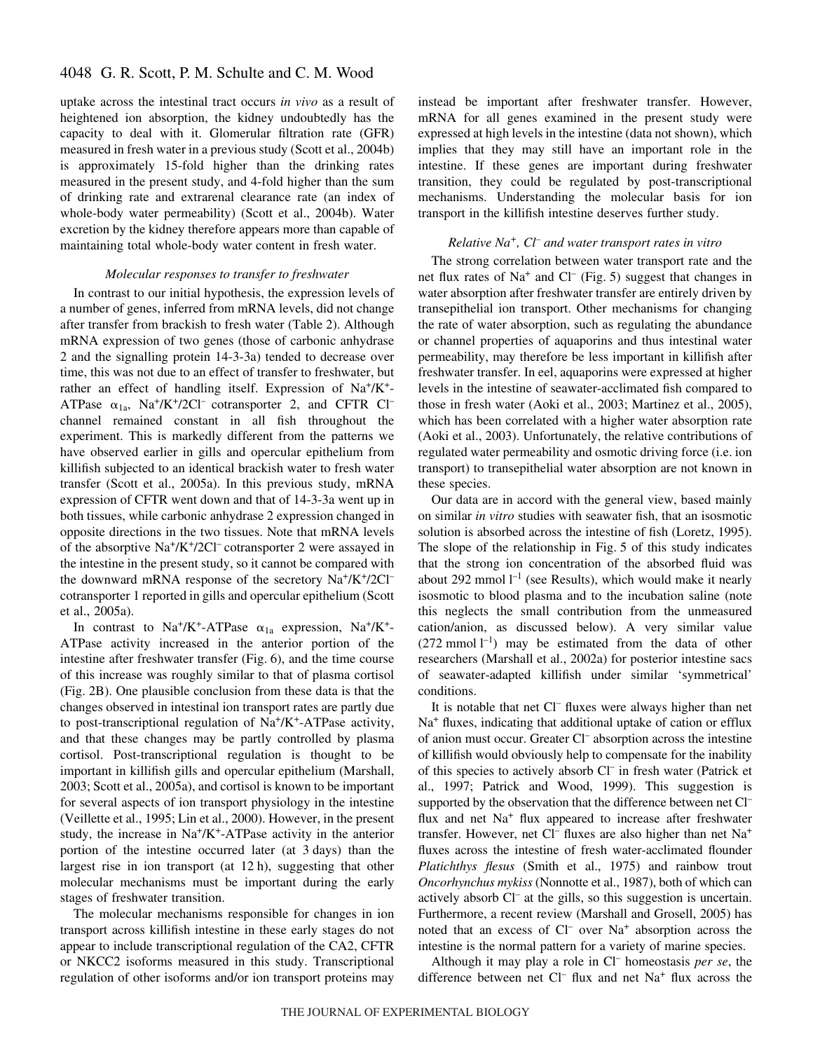uptake across the intestinal tract occurs *in vivo* as a result of heightened ion absorption, the kidney undoubtedly has the capacity to deal with it. Glomerular filtration rate (GFR) measured in fresh water in a previous study (Scott et al., 2004b) is approximately 15-fold higher than the drinking rates measured in the present study, and 4-fold higher than the sum of drinking rate and extrarenal clearance rate (an index of whole-body water permeability) (Scott et al., 2004b). Water excretion by the kidney therefore appears more than capable of maintaining total whole-body water content in fresh water.

### *Molecular responses to transfer to freshwater*

In contrast to our initial hypothesis, the expression levels of a number of genes, inferred from mRNA levels, did not change after transfer from brackish to fresh water (Table 2). Although mRNA expression of two genes (those of carbonic anhydrase 2 and the signalling protein 14-3-3a) tended to decrease over time, this was not due to an effect of transfer to freshwater, but rather an effect of handling itself. Expression of $Na^+/K^+$-ATPase $\alpha_{1a}$, $Na^+/K^+/2Cl^-$ cotransporter 2, and CFTR $Cl^-$ channel remained constant in all fish throughout the experiment. This is markedly different from the patterns we have observed earlier in gills and opercular epithelium from killifish subjected to an identical brackish water to fresh water transfer (Scott et al., 2005a). In this previous study, mRNA expression of CFTR went down and that of 14-3-3a went up in both tissues, while carbonic anhydrase 2 expression changed in opposite directions in the two tissues. Note that mRNA levels of the absorptive $Na^+/K^+/2Cl^-$ cotransporter 2 were assayed in the intestine in the present study, so it cannot be compared with the downward mRNA response of the secretory $Na^+/K^+/2Cl^-$ cotransporter 1 reported in gills and opercular epithelium (Scott et al., 2005a).

In contrast to $Na^+/K^+$-ATPase $\alpha_{1a}$ expression, $Na^+/K^+$-ATPase activity increased in the anterior portion of the intestine after freshwater transfer (Fig. 6), and the time course of this increase was roughly similar to that of plasma cortisol (Fig. 2B). One plausible conclusion from these data is that the changes observed in intestinal ion transport rates are partly due to post-transcriptional regulation of $Na^+/K^+$-ATPase activity, and that these changes may be partly controlled by plasma cortisol. Post-transcriptional regulation is thought to be important in killifish gills and opercular epithelium (Marshall, 2003; Scott et al., 2005a), and cortisol is known to be important for several aspects of ion transport physiology in the intestine (Veillette et al., 1995; Lin et al., 2000). However, in the present study, the increase in $Na^+/K^+$-ATPase activity in the anterior portion of the intestine occurred later (at 3 days) than the largest rise in ion transport (at 12 h), suggesting that other molecular mechanisms must be important during the early stages of freshwater transition.

The molecular mechanisms responsible for changes in ion transport across killifish intestine in these early stages do not appear to include transcriptional regulation of the CA2, CFTR or NKCC2 isoforms measured in this study. Transcriptional regulation of other isoforms and/or ion transport proteins may instead be important after freshwater transfer. However, mRNA for all genes examined in the present study were expressed at high levels in the intestine (data not shown), which implies that they may still have an important role in the intestine. If these genes are important during freshwater transition, they could be regulated by post-transcriptional mechanisms. Understanding the molecular basis for ion transport in the killifish intestine deserves further study.

### *Relative $Na^+$, $Cl^-$ and water transport rates in vitro*

The strong correlation between water transport rate and the net flux rates of $Na^+$ and $Cl^-$ (Fig. 5) suggest that changes in water absorption after freshwater transfer are entirely driven by transepithelial ion transport. Other mechanisms for changing the rate of water absorption, such as regulating the abundance or channel properties of aquaporins and thus intestinal water permeability, may therefore be less important in killifish after freshwater transfer. In eel, aquaporins were expressed at higher levels in the intestine of seawater-acclimated fish compared to those in fresh water (Aoki et al., 2003; Martinez et al., 2005), which has been correlated with a higher water absorption rate (Aoki et al., 2003). Unfortunately, the relative contributions of regulated water permeability and osmotic driving force (i.e. ion transport) to transepithelial water absorption are not known in these species.

Our data are in accord with the general view, based mainly on similar *in vitro* studies with seawater fish, that an isosmotic solution is absorbed across the intestine of fish (Loretz, 1995). The slope of the relationship in Fig. 5 of this study indicates that the strong ion concentration of the absorbed fluid was about 292 mmol $l^{-1}$ (see Results), which would make it nearly isosmotic to blood plasma and to the incubation saline (note this neglects the small contribution from the unmeasured cation/anion, as discussed below). A very similar value (272 mmol $l^{-1}$) may be estimated from the data of other researchers (Marshall et al., 2002a) for posterior intestine sacs of seawater-adapted killifish under similar 'symmetrical' conditions.

It is notable that net $Cl^-$ fluxes were always higher than net $Na^+$ fluxes, indicating that additional uptake of cation or efflux of anion must occur. Greater $Cl^-$ absorption across the intestine of killifish would obviously help to compensate for the inability of this species to actively absorb $Cl^-$ in fresh water (Patrick et al., 1997; Patrick and Wood, 1999). This suggestion is supported by the observation that the difference between net $Cl^-$ flux and net $Na^+$ flux appeared to increase after freshwater transfer. However, net $Cl^-$ fluxes are also higher than net $Na^+$ fluxes across the intestine of fresh water-acclimated flounder *Platichthys flesus* (Smith et al., 1975) and rainbow trout *Oncorhynchus mykiss* (Nonnotte et al., 1987), both of which can actively absorb $Cl^-$ at the gills, so this suggestion is uncertain. Furthermore, a recent review (Marshall and Grosell, 2005) has noted that an excess of $Cl^-$ over $Na^+$ absorption across the intestine is the normal pattern for a variety of marine species.

Although it may play a role in $Cl^-$ homeostasis *per se*, the difference between net $Cl^-$ flux and net $Na^+$ flux across the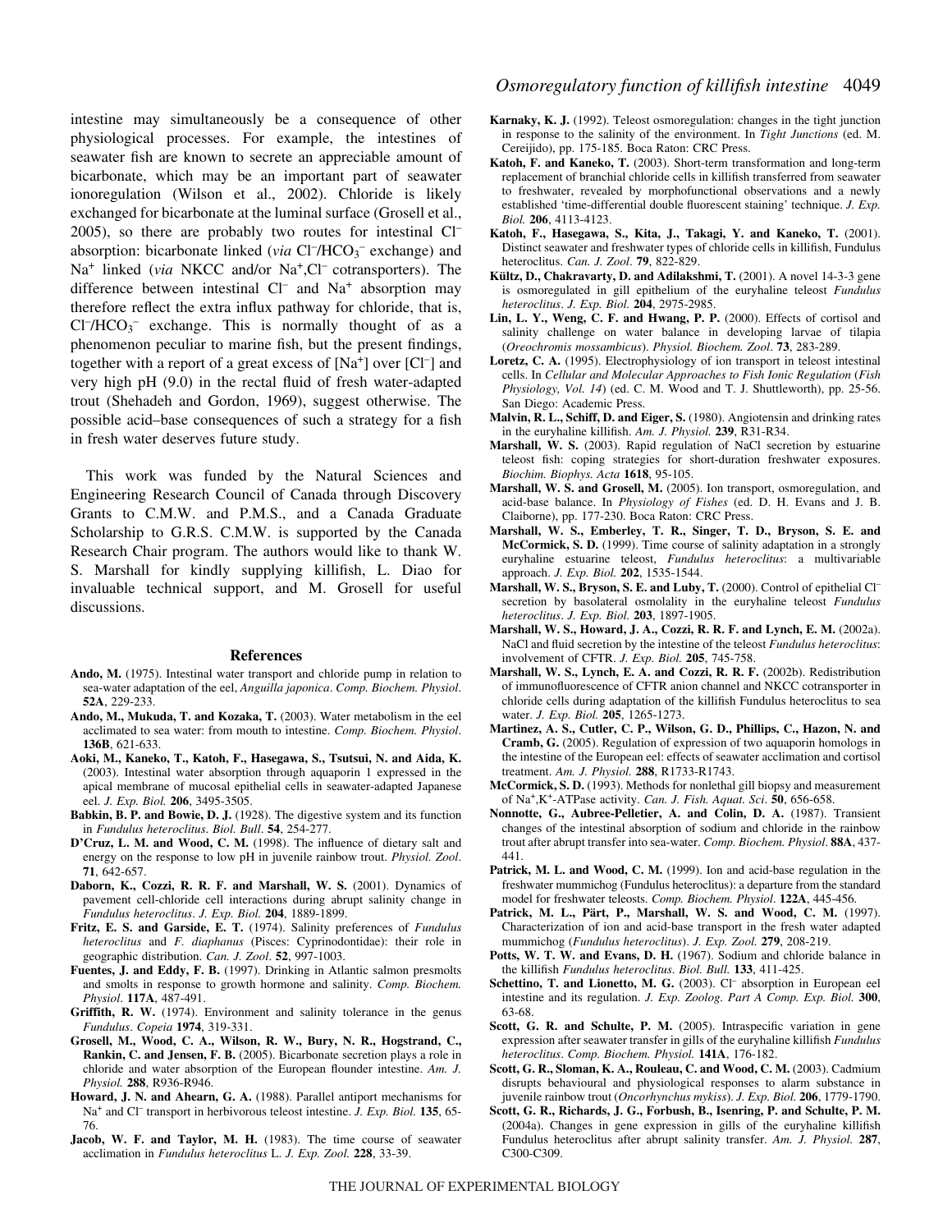intestine may simultaneously be a consequence of other physiological processes. For example, the intestines of seawater fish are known to secrete an appreciable amount of bicarbonate, which may be an important part of seawater ionoregulation (Wilson et al., 2002). Chloride is likely exchanged for bicarbonate at the luminal surface (Grosell et al., 2005), so there are probably two routes for intestinal $Cl^-$ absorption: bicarbonate linked (*via* $Cl^-/HCO_3^-$ exchange) and $Na^+$ linked (*via* NKCC and/or $Na^+$,$Cl^-$ cotransporters). The difference between intestinal $Cl^-$ and $Na^+$ absorption may therefore reflect the extra influx pathway for chloride, that is, $Cl^-/HCO_3^-$ exchange. This is normally thought of as a phenomenon peculiar to marine fish, but the present findings, together with a report of a great excess of $[Na^+]$ over $[Cl^-]$ and very high pH (9.0) in the rectal fluid of fresh water-adapted trout (Shehadeh and Gordon, 1969), suggest otherwise. The possible acid–base consequences of such a strategy for a fish in fresh water deserves future study.

This work was funded by the Natural Sciences and Engineering Research Council of Canada through Discovery Grants to C.M.W. and P.M.S., and a Canada Graduate Scholarship to G.R.S. C.M.W. is supported by the Canada Research Chair program. The authors would like to thank W. S. Marshall for kindly supplying killifish, L. Diao for invaluable technical support, and M. Grosell for useful discussions.

## References

**Ando, M.** (1975). Intestinal water transport and chloride pump in relation to sea-water adaptation of the eel, *Anguilla japonica*. *Comp. Biochem. Physiol.* **52A**, 229-233.

**Ando, M., Mukuda, T. and Kozaka, T.** (2003). Water metabolism in the eel acclimated to sea water: from mouth to intestine. *Comp. Biochem. Physiol.* **136B**, 621-633.

**Aoki, M., Kaneko, T., Katoh, F., Hasegawa, S., Tsutsui, N. and Aida, K.** (2003). Intestinal water absorption through aquaporin 1 expressed in the apical membrane of mucosal epithelial cells in seawater-adapted Japanese eel. *J. Exp. Biol.* **206**, 3495-3505.

**Babkin, B. P. and Bowie, D. J.** (1928). The digestive system and its function in *Fundulus heteroclitus*. *Biol. Bull*. **54**, 254-277.

**D'Cruz, L. M. and Wood, C. M.** (1998). The influence of dietary salt and energy on the response to low pH in juvenile rainbow trout. *Physiol. Zool*. **71**, 642-657.

**Daborn, K., Cozzi, R. R. F. and Marshall, W. S.** (2001). Dynamics of pavement cell-chloride cell interactions during abrupt salinity change in *Fundulus heteroclitus*. *J. Exp. Biol.* **204**, 1889-1899.

**Fritz, E. S. and Garside, E. T.** (1974). Salinity preferences of *Fundulus heteroclitus* and *F. diaphanus* (Pisces: Cyprinodontidae): their role in geographic distribution. *Can. J. Zool*. **52**, 997-1003.

**Fuentes, J. and Eddy, F. B.** (1997). Drinking in Atlantic salmon presmolts and smolts in response to growth hormone and salinity. *Comp. Biochem. Physiol*. **117A**, 487-491.

**Griffith, R. W.** (1974). Environment and salinity tolerance in the genus *Fundulus*. *Copeia* **1974**, 319-331.

**Grosell, M., Wood, C. A., Wilson, R. W., Bury, N. R., Hogstrand, C., Rankin, C. and Jensen, F. B.** (2005). Bicarbonate secretion plays a role in chloride and water absorption of the European flounder intestine. *Am. J. Physiol.* **288**, R936-R946.

**Howard, J. N. and Ahearn, G. A.** (1988). Parallel antiport mechanisms for $Na^+$ and $Cl^-$ transport in herbivorous teleost intestine. *J. Exp. Biol.* **135**, 65-76.

**Jacob, W. F. and Taylor, M. H.** (1983). The time course of seawater acclimation in *Fundulus heteroclitus* L. *J. Exp. Zool.* **228**, 33-39.

**Karnaky, K. J.** (1992). Teleost osmoregulation: changes in the tight junction in response to the salinity of the environment. In *Tight Junctions* (ed. M. Cereijido), pp. 175-185. Boca Raton: CRC Press.

**Katoh, F. and Kaneko, T.** (2003). Short-term transformation and long-term replacement of branchial chloride cells in killifish transferred from seawater to freshwater, revealed by morphofunctional observations and a newly established 'time-differential double fluorescent staining' technique. *J. Exp. Biol.* **206**, 4113-4123.

**Katoh, F., Hasegawa, S., Kita, J., Takagi, Y. and Kaneko, T.** (2001). Distinct seawater and freshwater types of chloride cells in killifish, Fundulus heteroclitus. *Can. J. Zool*. **79**, 822-829.

**Kültz, D., Chakravarty, D. and Adilakshmi, T.** (2001). A novel 14-3-3 gene is osmoregulated in gill epithelium of the euryhaline teleost *Fundulus heteroclitus*. *J. Exp. Biol.* **204**, 2975-2985.

**Lin, L. Y., Weng, C. F. and Hwang, P. P.** (2000). Effects of cortisol and salinity challenge on water balance in developing larvae of tilapia (*Oreochromis mossambicus*). *Physiol. Biochem. Zool*. **73**, 283-289.

**Loretz, C. A.** (1995). Electrophysiology of ion transport in teleost intestinal cells. In *Cellular and Molecular Approaches to Fish Ionic Regulation* (*Fish Physiology, Vol. 14*) (ed. C. M. Wood and T. J. Shuttleworth), pp. 25-56. San Diego: Academic Press.

**Malvin, R. L., Schiff, D. and Eiger, S.** (1980). Angiotensin and drinking rates in the euryhaline killifish. *Am. J. Physiol.* **239**, R31-R34.

**Marshall, W. S.** (2003). Rapid regulation of NaCl secretion by estuarine teleost fish: coping strategies for short-duration freshwater exposures. *Biochim. Biophys. Acta* **1618**, 95-105.

**Marshall, W. S. and Grosell, M.** (2005). Ion transport, osmoregulation, and acid-base balance. In *Physiology of Fishes* (ed. D. H. Evans and J. B. Claiborne), pp. 177-230. Boca Raton: CRC Press.

**Marshall, W. S., Emberley, T. R., Singer, T. D., Bryson, S. E. and McCormick, S. D.** (1999). Time course of salinity adaptation in a strongly euryhaline estuarine teleost, *Fundulus heteroclitus*: a multivariable approach. *J. Exp. Biol.* **202**, 1535-1544.

**Marshall, W. S., Bryson, S. E. and Luby, T.** (2000). Control of epithelial $Cl^-$ secretion by basolateral osmolality in the euryhaline teleost *Fundulus heteroclitus*. *J. Exp. Biol.* **203**, 1897-1905.

**Marshall, W. S., Howard, J. A., Cozzi, R. R. F. and Lynch, E. M.** (2002a). NaCl and fluid secretion by the intestine of the teleost *Fundulus heteroclitus*: involvement of CFTR. *J. Exp. Biol.* **205**, 745-758.

**Marshall, W. S., Lynch, E. A. and Cozzi, R. R. F.** (2002b). Redistribution of immunofluorescence of CFTR anion channel and NKCC cotransporter in chloride cells during adaptation of the killifish Fundulus heteroclitus to sea water. *J. Exp. Biol.* **205**, 1265-1273.

**Martinez, A. S., Cutler, C. P., Wilson, G. D., Phillips, C., Hazon, N. and Cramb, G.** (2005). Regulation of expression of two aquaporin homologs in the intestine of the European eel: effects of seawater acclimation and cortisol treatment. *Am. J. Physiol.* **288**, R1733-R1743.

**McCormick, S. D.** (1993). Methods for nonlethal gill biopsy and measurement of $Na^+$,$K^+$-ATPase activity. *Can. J. Fish. Aquat. Sci*. **50**, 656-658.

**Nonnotte, G., Aubree-Pelletier, A. and Colin, D. A.** (1987). Transient changes of the intestinal absorption of sodium and chloride in the rainbow trout after abrupt transfer into sea-water. *Comp. Biochem. Physiol*. **88A**, 437-441.

**Patrick, M. L. and Wood, C. M.** (1999). Ion and acid-base regulation in the freshwater mummichog (Fundulus heteroclitus): a departure from the standard model for freshwater teleosts. *Comp. Biochem. Physiol.* **122A**, 445-456.

**Patrick, M. L., Pärt, P., Marshall, W. S. and Wood, C. M.** (1997). Characterization of ion and acid-base transport in the fresh water adapted mummichog (*Fundulus heteroclitus*). *J. Exp. Zool.* **279**, 208-219.

**Potts, W. T. W. and Evans, D. H.** (1967). Sodium and chloride balance in the killifish *Fundulus heteroclitus*. *Biol. Bull.* **133**, 411-425.

**Schettino, T. and Lionetto, M. G.** (2003). $Cl^-$ absorption in European eel intestine and its regulation. *J. Exp. Zoolog. Part A Comp. Exp. Biol.* **300**, 63-68.

**Scott, G. R. and Schulte, P. M.** (2005). Intraspecific variation in gene expression after seawater transfer in gills of the euryhaline killifish *Fundulus heteroclitus*. *Comp. Biochem. Physiol.* **141A**, 176-182.

**Scott, G. R., Sloman, K. A., Rouleau, C. and Wood, C. M.** (2003). Cadmium disrupts behavioural and physiological responses to alarm substance in juvenile rainbow trout (*Oncorhynchus mykiss*). *J. Exp. Biol.* **206**, 1779-1790.

**Scott, G. R., Richards, J. G., Forbush, B., Isenring, P. and Schulte, P. M.** (2004a). Changes in gene expression in gills of the euryhaline killifish Fundulus heteroclitus after abrupt salinity transfer. *Am. J. Physiol.* **287**, C300-C309.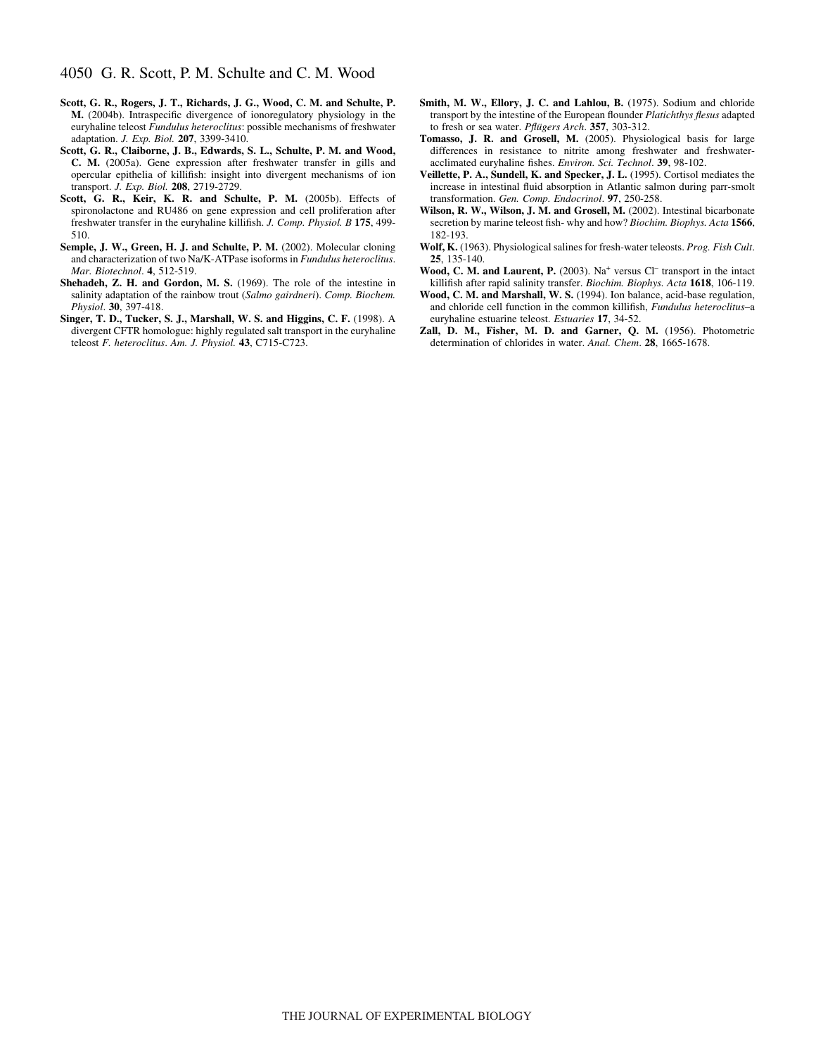**Scott, G. R., Rogers, J. T., Richards, J. G., Wood, C. M. and Schulte, P. M.** (2004b). Intraspecific divergence of ionoregulatory physiology in the euryhaline teleost *Fundulus heteroclitus*: possible mechanisms of freshwater adaptation. *J. Exp. Biol.* **207**, 3399-3410.

**Scott, G. R., Claiborne, J. B., Edwards, S. L., Schulte, P. M. and Wood, C. M.** (2005a). Gene expression after freshwater transfer in gills and opercular epithelia of killifish: insight into divergent mechanisms of ion transport. *J. Exp. Biol.* **208**, 2719-2729.

**Scott, G. R., Keir, K. R. and Schulte, P. M.** (2005b). Effects of spironolactone and RU486 on gene expression and cell proliferation after freshwater transfer in the euryhaline killifish. *J. Comp. Physiol. B* **175**, 499-510.

**Semple, J. W., Green, H. J. and Schulte, P. M.** (2002). Molecular cloning and characterization of two Na/K-ATPase isoforms in *Fundulus heteroclitus*. *Mar. Biotechnol*. **4**, 512-519.

**Shehadeh, Z. H. and Gordon, M. S.** (1969). The role of the intestine in salinity adaptation of the rainbow trout (*Salmo gairdneri*). *Comp. Biochem. Physiol*. **30**, 397-418.

**Singer, T. D., Tucker, S. J., Marshall, W. S. and Higgins, C. F.** (1998). A divergent CFTR homologue: highly regulated salt transport in the euryhaline teleost *F. heteroclitus*. *Am. J. Physiol.* **43**, C715-C723.

**Smith, M. W., Ellory, J. C. and Lahlou, B.** (1975). Sodium and chloride transport by the intestine of the European flounder *Platichthys flesus* adapted to fresh or sea water. *Pflügers Arch*. **357**, 303-312.

**Tomasso, J. R. and Grosell, M.** (2005). Physiological basis for large differences in resistance to nitrite among freshwater and freshwater-acclimated euryhaline fishes. *Environ. Sci. Technol*. **39**, 98-102.

**Veillette, P. A., Sundell, K. and Specker, J. L.** (1995). Cortisol mediates the increase in intestinal fluid absorption in Atlantic salmon during parr-smolt transformation. *Gen. Comp. Endocrinol*. **97**, 250-258.

**Wilson, R. W., Wilson, J. M. and Grosell, M.** (2002). Intestinal bicarbonate secretion by marine teleost fish- why and how? *Biochim. Biophys. Acta* **1566**, 182-193.

**Wolf, K.** (1963). Physiological salines for fresh-water teleosts. *Prog. Fish Cult*. **25**, 135-140.

**Wood, C. M. and Laurent, P.** (2003). $Na^+$ versus $Cl^-$ transport in the intact killifish after rapid salinity transfer. *Biochim. Biophys. Acta* **1618**, 106-119.

**Wood, C. M. and Marshall, W. S.** (1994). Ion balance, acid-base regulation, and chloride cell function in the common killifish, *Fundulus heteroclitus*–a euryhaline estuarine teleost. *Estuaries* **17**, 34-52.

**Zall, D. M., Fisher, M. D. and Garner, Q. M.** (1956). Photometric determination of chlorides in water. *Anal. Chem*. **28**, 1665-1678.